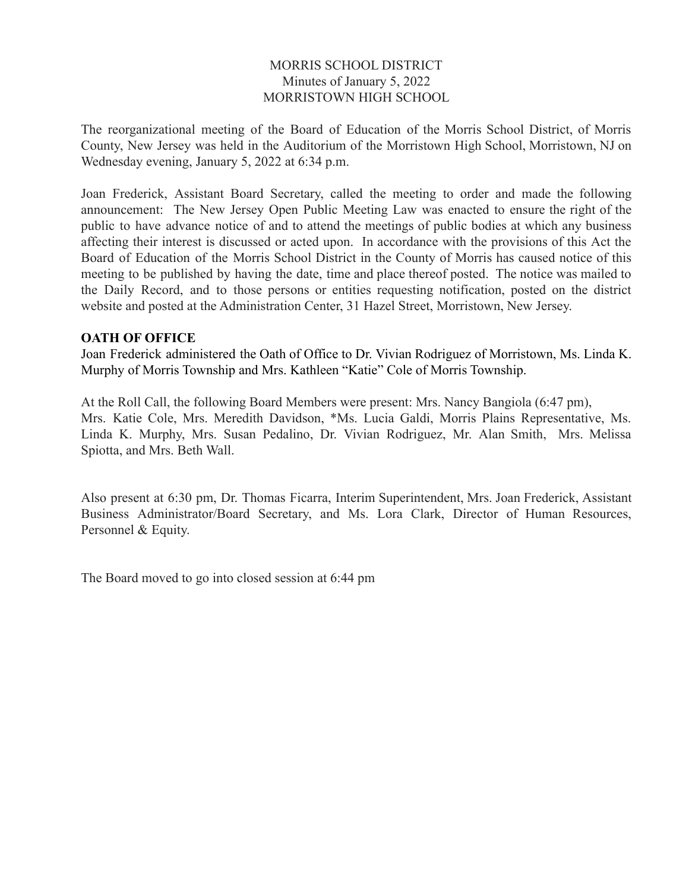MORRIS SCHOOL DISTRICT
Minutes of January 5, 2022
MORRISTOWN HIGH SCHOOL

The reorganizational meeting of the Board of Education of the Morris School District, of Morris County, New Jersey was held in the Auditorium of the Morristown High School, Morristown, NJ on Wednesday evening, January 5, 2022 at 6:34 p.m.

Joan Frederick, Assistant Board Secretary, called the meeting to order and made the following announcement: The New Jersey Open Public Meeting Law was enacted to ensure the right of the public to have advance notice of and to attend the meetings of public bodies at which any business affecting their interest is discussed or acted upon. In accordance with the provisions of this Act the Board of Education of the Morris School District in the County of Morris has caused notice of this meeting to be published by having the date, time and place thereof posted. The notice was mailed to the Daily Record, and to those persons or entities requesting notification, posted on the district website and posted at the Administration Center, 31 Hazel Street, Morristown, New Jersey.

**OATH OF OFFICE**

Joan Frederick administered the Oath of Office to Dr. Vivian Rodriguez of Morristown, Ms. Linda K. Murphy of Morris Township and Mrs. Kathleen "Katie" Cole of Morris Township.

At the Roll Call, the following Board Members were present: Mrs. Nancy Bangiola (6:47 pm), Mrs. Katie Cole, Mrs. Meredith Davidson, *Ms. Lucia Galdi, Morris Plains Representative, Ms. Linda K. Murphy, Mrs. Susan Pedalino, Dr. Vivian Rodriguez, Mr. Alan Smith, Mrs. Melissa Spiotta, and Mrs. Beth Wall.

Also present at 6:30 pm, Dr. Thomas Ficarra, Interim Superintendent, Mrs. Joan Frederick, Assistant Business Administrator/Board Secretary, and Ms. Lora Clark, Director of Human Resources, Personnel & Equity.

The Board moved to go into closed session at 6:44 pm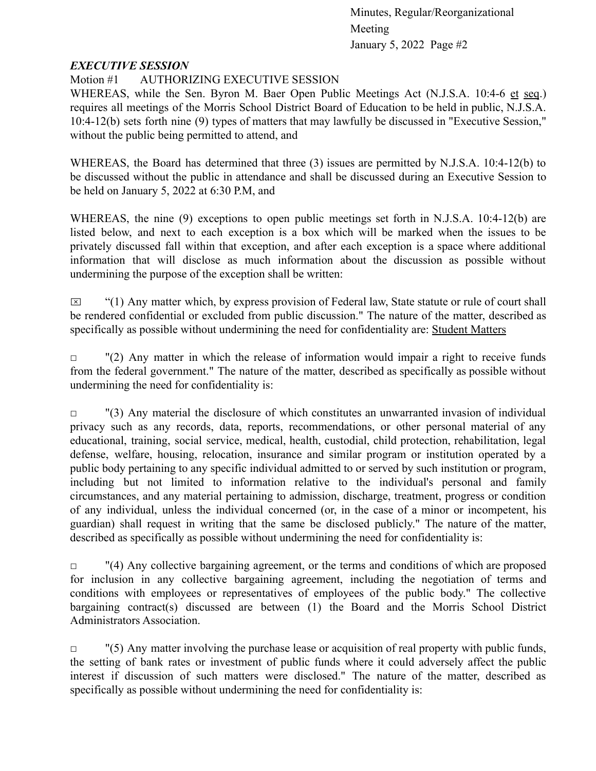## *EXECUTIVE SESSION*

Motion #1 AUTHORIZING EXECUTIVE SESSION

WHEREAS, while the Sen. Byron M. Baer Open Public Meetings Act (N.J.S.A. 10:4-6 et seq.) requires all meetings of the Morris School District Board of Education to be held in public, N.J.S.A. 10:4-12(b) sets forth nine (9) types of matters that may lawfully be discussed in "Executive Session," without the public being permitted to attend, and

WHEREAS, the Board has determined that three (3) issues are permitted by N.J.S.A. 10:4-12(b) to be discussed without the public in attendance and shall be discussed during an Executive Session to be held on January 5, 2022 at 6:30 P.M, and

WHEREAS, the nine (9) exceptions to open public meetings set forth in N.J.S.A. 10:4-12(b) are listed below, and next to each exception is a box which will be marked when the issues to be privately discussed fall within that exception, and after each exception is a space where additional information that will disclose as much information about the discussion as possible without undermining the purpose of the exception shall be written:

☒ "(1) Any matter which, by express provision of Federal law, State statute or rule of court shall be rendered confidential or excluded from public discussion." The nature of the matter, described as specifically as possible without undermining the need for confidentiality are: Student Matters

☐ "(2) Any matter in which the release of information would impair a right to receive funds from the federal government." The nature of the matter, described as specifically as possible without undermining the need for confidentiality is:

☐ "(3) Any material the disclosure of which constitutes an unwarranted invasion of individual privacy such as any records, data, reports, recommendations, or other personal material of any educational, training, social service, medical, health, custodial, child protection, rehabilitation, legal defense, welfare, housing, relocation, insurance and similar program or institution operated by a public body pertaining to any specific individual admitted to or served by such institution or program, including but not limited to information relative to the individual's personal and family circumstances, and any material pertaining to admission, discharge, treatment, progress or condition of any individual, unless the individual concerned (or, in the case of a minor or incompetent, his guardian) shall request in writing that the same be disclosed publicly." The nature of the matter, described as specifically as possible without undermining the need for confidentiality is:

☐ "(4) Any collective bargaining agreement, or the terms and conditions of which are proposed for inclusion in any collective bargaining agreement, including the negotiation of terms and conditions with employees or representatives of employees of the public body." The collective bargaining contract(s) discussed are between (1) the Board and the Morris School District Administrators Association.

☐ "(5) Any matter involving the purchase lease or acquisition of real property with public funds, the setting of bank rates or investment of public funds where it could adversely affect the public interest if discussion of such matters were disclosed." The nature of the matter, described as specifically as possible without undermining the need for confidentiality is: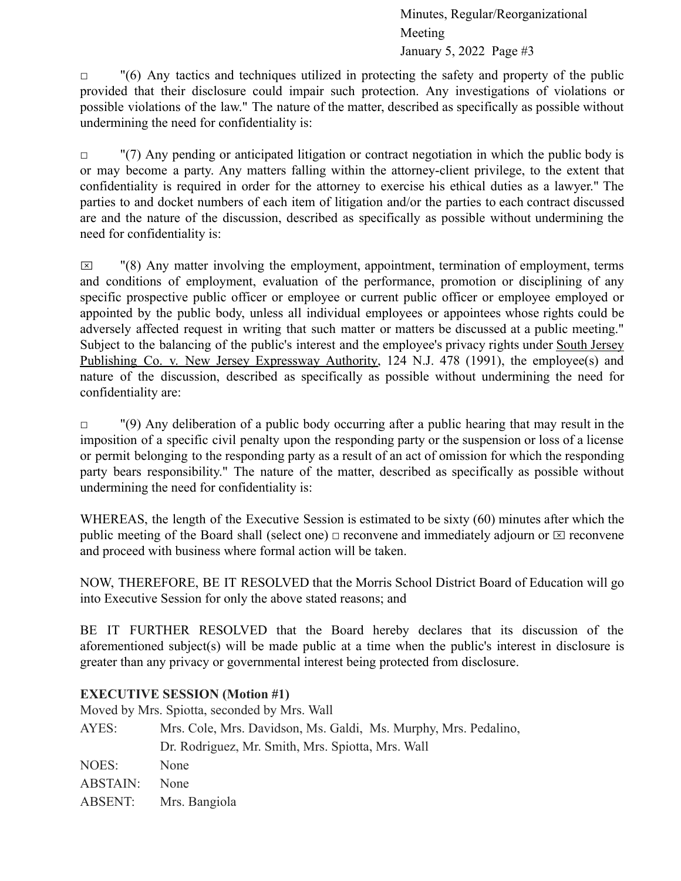☐ "(6) Any tactics and techniques utilized in protecting the safety and property of the public provided that their disclosure could impair such protection. Any investigations of violations or possible violations of the law." The nature of the matter, described as specifically as possible without undermining the need for confidentiality is:

☐ "(7) Any pending or anticipated litigation or contract negotiation in which the public body is or may become a party. Any matters falling within the attorney-client privilege, to the extent that confidentiality is required in order for the attorney to exercise his ethical duties as a lawyer." The parties to and docket numbers of each item of litigation and/or the parties to each contract discussed are and the nature of the discussion, described as specifically as possible without undermining the need for confidentiality is:

☒ "(8) Any matter involving the employment, appointment, termination of employment, terms and conditions of employment, evaluation of the performance, promotion or disciplining of any specific prospective public officer or employee or current public officer or employee employed or appointed by the public body, unless all individual employees or appointees whose rights could be adversely affected request in writing that such matter or matters be discussed at a public meeting." Subject to the balancing of the public's interest and the employee's privacy rights under <u>South Jersey Publishing Co. v. New Jersey Expressway Authority</u>, 124 N.J. 478 (1991), the employee(s) and nature of the discussion, described as specifically as possible without undermining the need for confidentiality are:

☐ "(9) Any deliberation of a public body occurring after a public hearing that may result in the imposition of a specific civil penalty upon the responding party or the suspension or loss of a license or permit belonging to the responding party as a result of an act of omission for which the responding party bears responsibility." The nature of the matter, described as specifically as possible without undermining the need for confidentiality is:

WHEREAS, the length of the Executive Session is estimated to be sixty (60) minutes after which the public meeting of the Board shall (select one) ☐ reconvene and immediately adjourn or ☒ reconvene and proceed with business where formal action will be taken.

NOW, THEREFORE, BE IT RESOLVED that the Morris School District Board of Education will go into Executive Session for only the above stated reasons; and

BE IT FURTHER RESOLVED that the Board hereby declares that its discussion of the aforementioned subject(s) will be made public at a time when the public's interest in disclosure is greater than any privacy or governmental interest being protected from disclosure.

**EXECUTIVE SESSION (Motion #1)**

Moved by Mrs. Spiotta, seconded by Mrs. Wall

AYES: Mrs. Cole, Mrs. Davidson, Ms. Galdi, Ms. Murphy, Mrs. Pedalino, Dr. Rodriguez, Mr. Smith, Mrs. Spiotta, Mrs. Wall

NOES: None

ABSTAIN: None

ABSENT: Mrs. Bangiola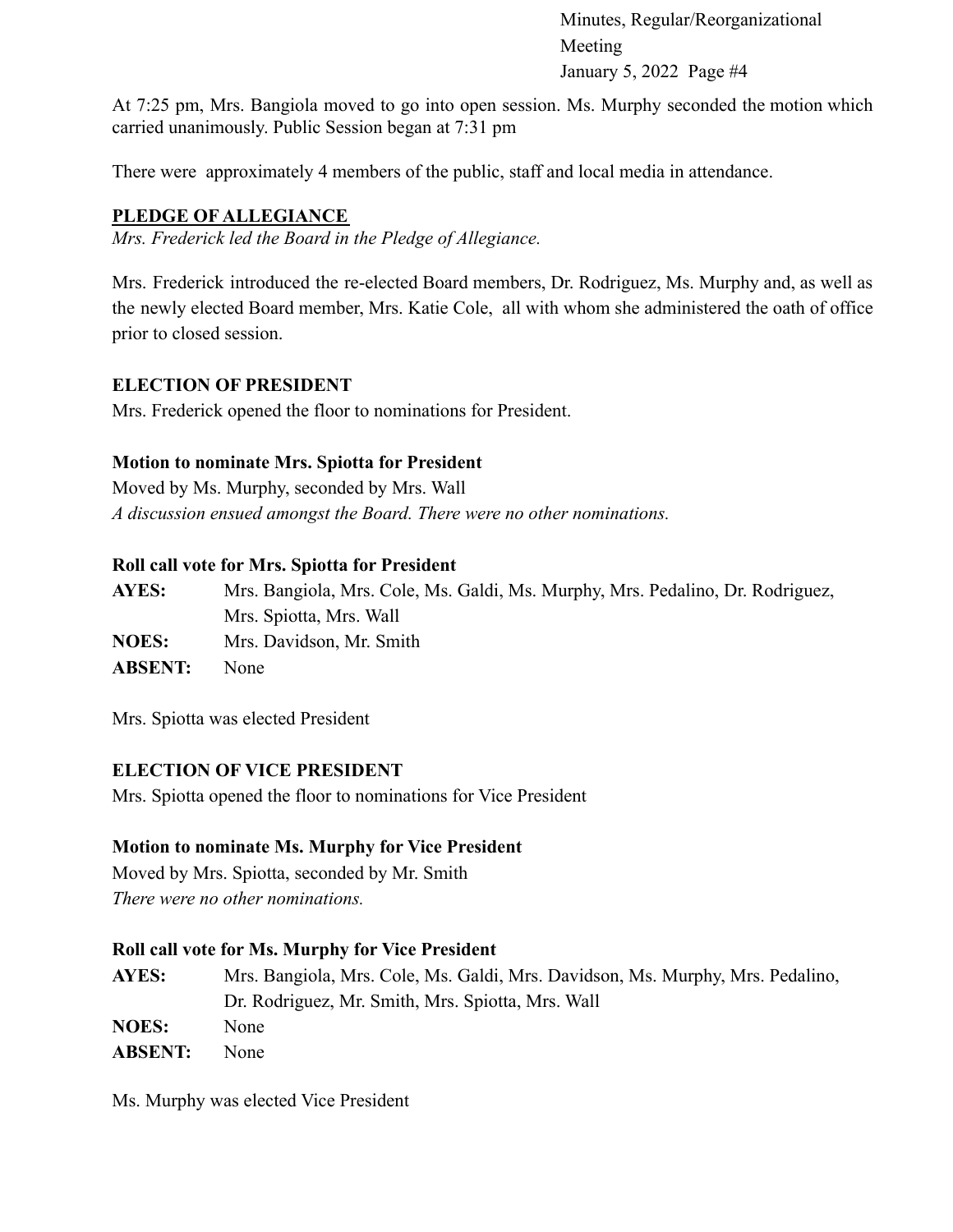At 7:25 pm, Mrs. Bangiola moved to go into open session. Ms. Murphy seconded the motion which carried unanimously. Public Session began at 7:31 pm

There were approximately 4 members of the public, staff and local media in attendance.

## PLEDGE OF ALLEGIANCE

*Mrs. Frederick led the Board in the Pledge of Allegiance.*

Mrs. Frederick introduced the re-elected Board members, Dr. Rodriguez, Ms. Murphy and, as well as the newly elected Board member, Mrs. Katie Cole, all with whom she administered the oath of office prior to closed session.

## ELECTION OF PRESIDENT

Mrs. Frederick opened the floor to nominations for President.

**Motion to nominate Mrs. Spiotta for President**

Moved by Ms. Murphy, seconded by Mrs. Wall

*A discussion ensued amongst the Board. There were no other nominations.*

**Roll call vote for Mrs. Spiotta for President**

**AYES:** Mrs. Bangiola, Mrs. Cole, Ms. Galdi, Ms. Murphy, Mrs. Pedalino, Dr. Rodriguez, Mrs. Spiotta, Mrs. Wall

**NOES:** Mrs. Davidson, Mr. Smith

**ABSENT:** None

Mrs. Spiotta was elected President

## ELECTION OF VICE PRESIDENT

Mrs. Spiotta opened the floor to nominations for Vice President

**Motion to nominate Ms. Murphy for Vice President**

Moved by Mrs. Spiotta, seconded by Mr. Smith

*There were no other nominations.*

**Roll call vote for Ms. Murphy for Vice President**

**AYES:** Mrs. Bangiola, Mrs. Cole, Ms. Galdi, Mrs. Davidson, Ms. Murphy, Mrs. Pedalino, Dr. Rodriguez, Mr. Smith, Mrs. Spiotta, Mrs. Wall

**NOES:** None

**ABSENT:** None

Ms. Murphy was elected Vice President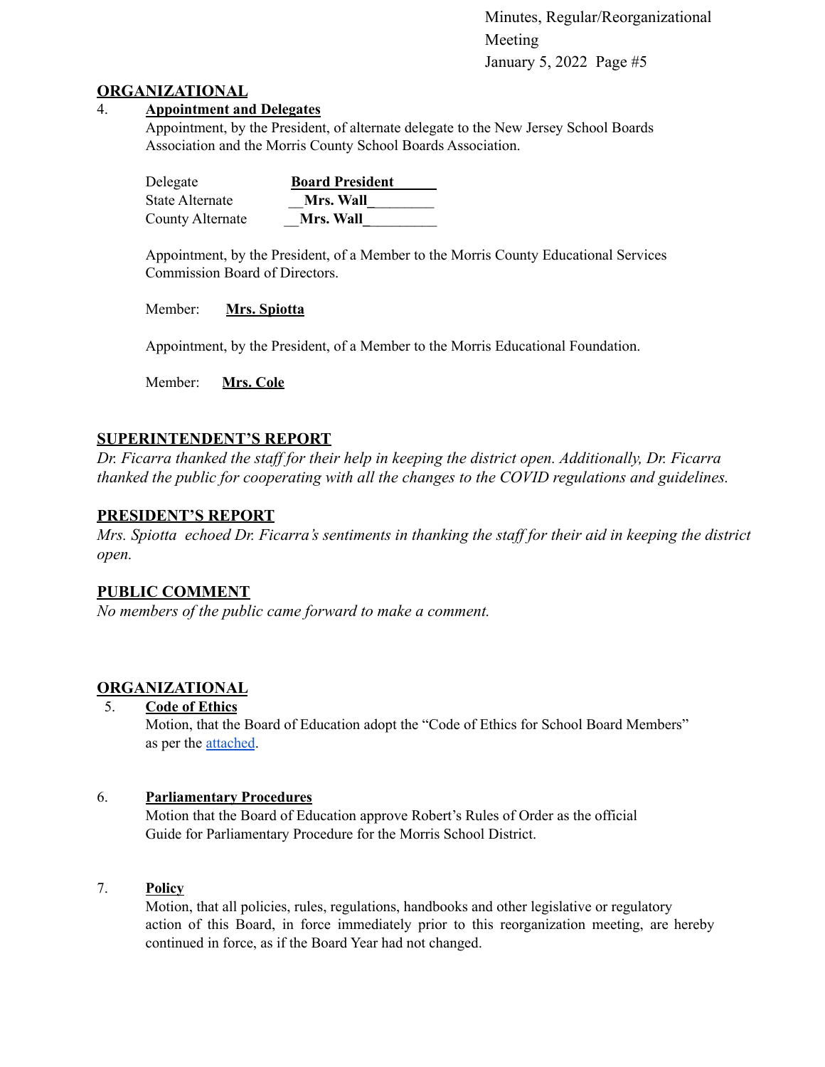## ORGANIZATIONAL

4. **Appointment and Delegates**

   Appointment, by the President, of alternate delegate to the New Jersey School Boards Association and the Morris County School Boards Association.

   | | |
   |---|---|
   | Delegate | **Board President** |
   | State Alternate | **Mrs. Wall** |
   | County Alternate | **Mrs. Wall** |

   Appointment, by the President, of a Member to the Morris County Educational Services Commission Board of Directors.

   Member: **Mrs. Spiotta**

   Appointment, by the President, of a Member to the Morris Educational Foundation.

   Member: **Mrs. Cole**

## SUPERINTENDENT'S REPORT

*Dr. Ficarra thanked the staff for their help in keeping the district open. Additionally, Dr. Ficarra thanked the public for cooperating with all the changes to the COVID regulations and guidelines.*

## PRESIDENT'S REPORT

*Mrs. Spiotta echoed Dr. Ficarra's sentiments in thanking the staff for their aid in keeping the district open.*

## PUBLIC COMMENT

*No members of the public came forward to make a comment.*

## ORGANIZATIONAL

5. **Code of Ethics**

   Motion, that the Board of Education adopt the "Code of Ethics for School Board Members" as per the attached.

6. **Parliamentary Procedures**

   Motion that the Board of Education approve Robert's Rules of Order as the official Guide for Parliamentary Procedure for the Morris School District.

7. **Policy**

   Motion, that all policies, rules, regulations, handbooks and other legislative or regulatory action of this Board, in force immediately prior to this reorganization meeting, are hereby continued in force, as if the Board Year had not changed.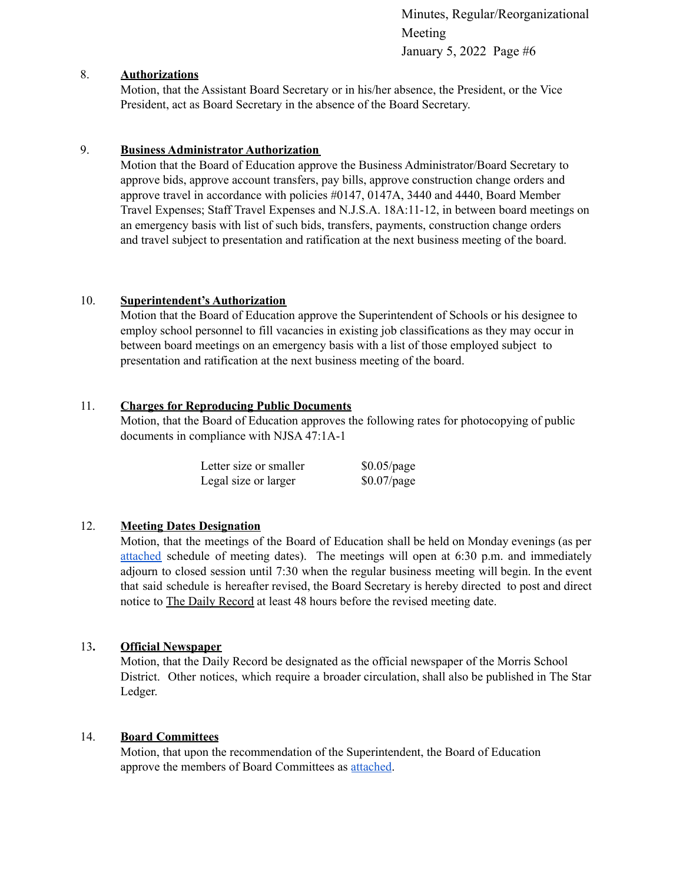8. **Authorizations**

Motion, that the Assistant Board Secretary or in his/her absence, the President, or the Vice President, act as Board Secretary in the absence of the Board Secretary.

9. **Business Administrator Authorization**

Motion that the Board of Education approve the Business Administrator/Board Secretary to approve bids, approve account transfers, pay bills, approve construction change orders and approve travel in accordance with policies #0147, 0147A, 3440 and 4440, Board Member Travel Expenses; Staff Travel Expenses and N.J.S.A. 18A:11-12, in between board meetings on an emergency basis with list of such bids, transfers, payments, construction change orders and travel subject to presentation and ratification at the next business meeting of the board.

10. **Superintendent's Authorization**

Motion that the Board of Education approve the Superintendent of Schools or his designee to employ school personnel to fill vacancies in existing job classifications as they may occur in between board meetings on an emergency basis with a list of those employed subject to presentation and ratification at the next business meeting of the board.

11. **Charges for Reproducing Public Documents**

Motion, that the Board of Education approves the following rates for photocopying of public documents in compliance with NJSA 47:1A-1

| | |
|---|---|
| Letter size or smaller | $0.05/page |
| Legal size or larger | $0.07/page |

12. **Meeting Dates Designation**

Motion, that the meetings of the Board of Education shall be held on Monday evenings (as per attached schedule of meeting dates). The meetings will open at 6:30 p.m. and immediately adjourn to closed session until 7:30 when the regular business meeting will begin. In the event that said schedule is hereafter revised, the Board Secretary is hereby directed to post and direct notice to The Daily Record at least 48 hours before the revised meeting date.

13. **Official Newspaper**

Motion, that the Daily Record be designated as the official newspaper of the Morris School District. Other notices, which require a broader circulation, shall also be published in The Star Ledger.

14. **Board Committees**

Motion, that upon the recommendation of the Superintendent, the Board of Education approve the members of Board Committees as attached.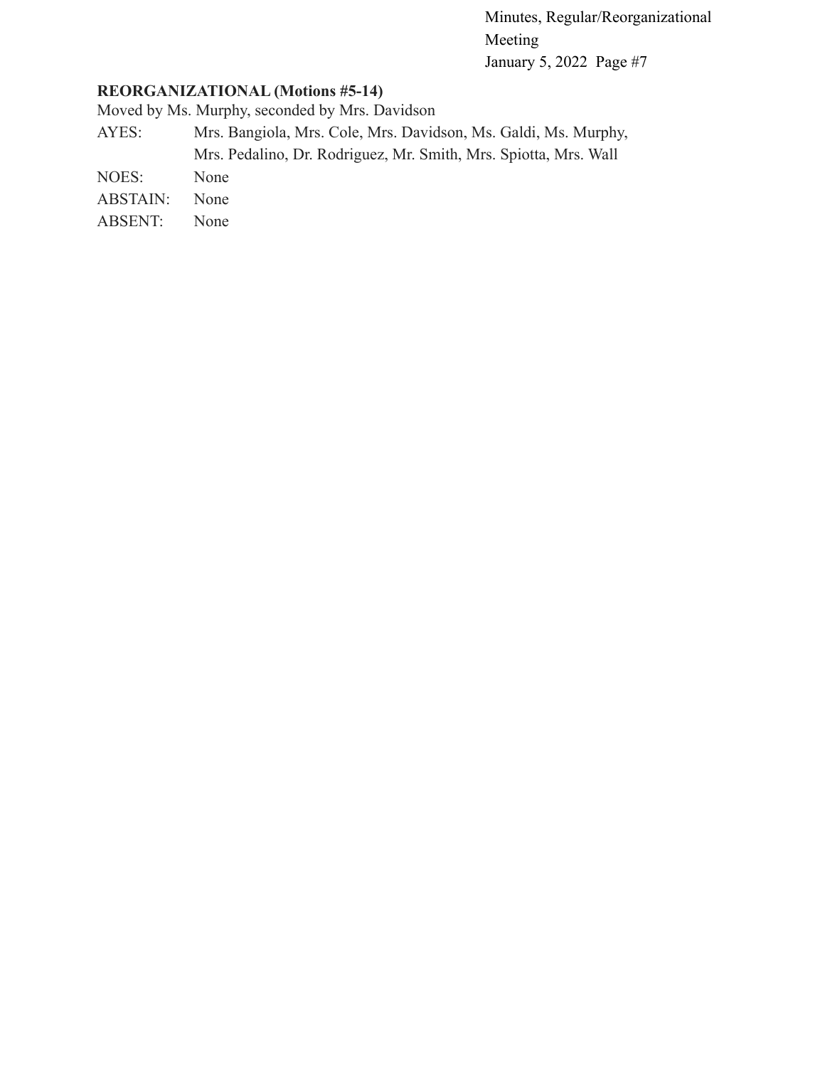**REORGANIZATIONAL (Motions #5-14)**
Moved by Ms. Murphy, seconded by Mrs. Davidson

AYES: Mrs. Bangiola, Mrs. Cole, Mrs. Davidson, Ms. Galdi, Ms. Murphy, Mrs. Pedalino, Dr. Rodriguez, Mr. Smith, Mrs. Spiotta, Mrs. Wall
NOES: None
ABSTAIN: None
ABSENT: None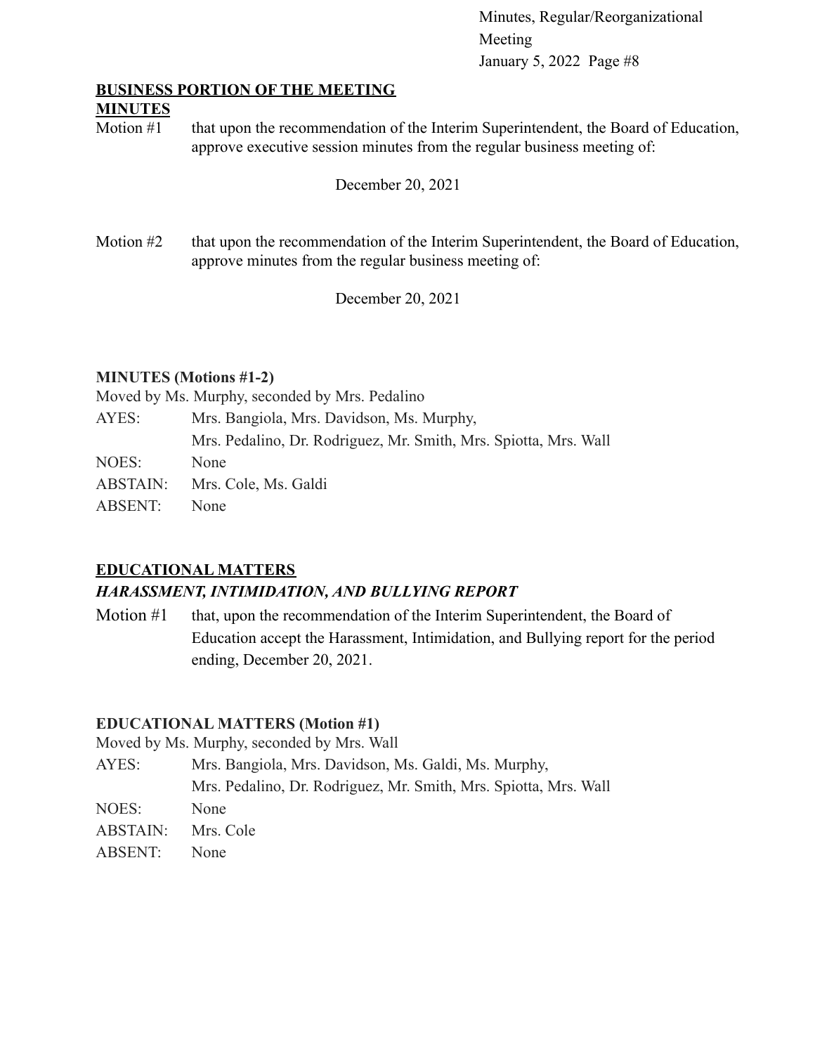**BUSINESS PORTION OF THE MEETING**

**MINUTES**

Motion #1 that upon the recommendation of the Interim Superintendent, the Board of Education, approve executive session minutes from the regular business meeting of:

December 20, 2021

Motion #2 that upon the recommendation of the Interim Superintendent, the Board of Education, approve minutes from the regular business meeting of:

December 20, 2021

**MINUTES (Motions #1-2)**

Moved by Ms. Murphy, seconded by Mrs. Pedalino

AYES: Mrs. Bangiola, Mrs. Davidson, Ms. Murphy, Mrs. Pedalino, Dr. Rodriguez, Mr. Smith, Mrs. Spiotta, Mrs. Wall

NOES: None

ABSTAIN: Mrs. Cole, Ms. Galdi

ABSENT: None

**EDUCATIONAL MATTERS**

***HARASSMENT, INTIMIDATION, AND BULLYING REPORT***

Motion #1 that, upon the recommendation of the Interim Superintendent, the Board of Education accept the Harassment, Intimidation, and Bullying report for the period ending, December 20, 2021.

**EDUCATIONAL MATTERS (Motion #1)**

Moved by Ms. Murphy, seconded by Mrs. Wall

AYES: Mrs. Bangiola, Mrs. Davidson, Ms. Galdi, Ms. Murphy, Mrs. Pedalino, Dr. Rodriguez, Mr. Smith, Mrs. Spiotta, Mrs. Wall

NOES: None

ABSTAIN: Mrs. Cole

ABSENT: None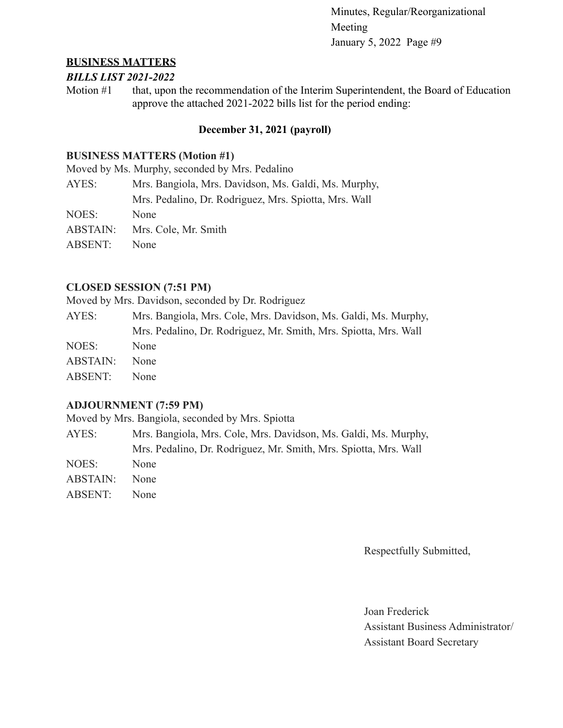## BUSINESS MATTERS

### *BILLS LIST 2021-2022*

Motion #1 that, upon the recommendation of the Interim Superintendent, the Board of Education approve the attached 2021-2022 bills list for the period ending:

**December 31, 2021 (payroll)**

**BUSINESS MATTERS (Motion #1)**

Moved by Ms. Murphy, seconded by Mrs. Pedalino

| | |
|---|---|
| AYES: | Mrs. Bangiola, Mrs. Davidson, Ms. Galdi, Ms. Murphy, Mrs. Pedalino, Dr. Rodriguez, Mrs. Spiotta, Mrs. Wall |
| NOES: | None |
| ABSTAIN: | Mrs. Cole, Mr. Smith |
| ABSENT: | None |

**CLOSED SESSION (7:51 PM)**

Moved by Mrs. Davidson, seconded by Dr. Rodriguez

| | |
|---|---|
| AYES: | Mrs. Bangiola, Mrs. Cole, Mrs. Davidson, Ms. Galdi, Ms. Murphy, Mrs. Pedalino, Dr. Rodriguez, Mr. Smith, Mrs. Spiotta, Mrs. Wall |
| NOES: | None |
| ABSTAIN: | None |
| ABSENT: | None |

**ADJOURNMENT (7:59 PM)**

Moved by Mrs. Bangiola, seconded by Mrs. Spiotta

| | |
|---|---|
| AYES: | Mrs. Bangiola, Mrs. Cole, Mrs. Davidson, Ms. Galdi, Ms. Murphy, Mrs. Pedalino, Dr. Rodriguez, Mr. Smith, Mrs. Spiotta, Mrs. Wall |
| NOES: | None |
| ABSTAIN: | None |
| ABSENT: | None |

Respectfully Submitted,

Joan Frederick
Assistant Business Administrator/
Assistant Board Secretary